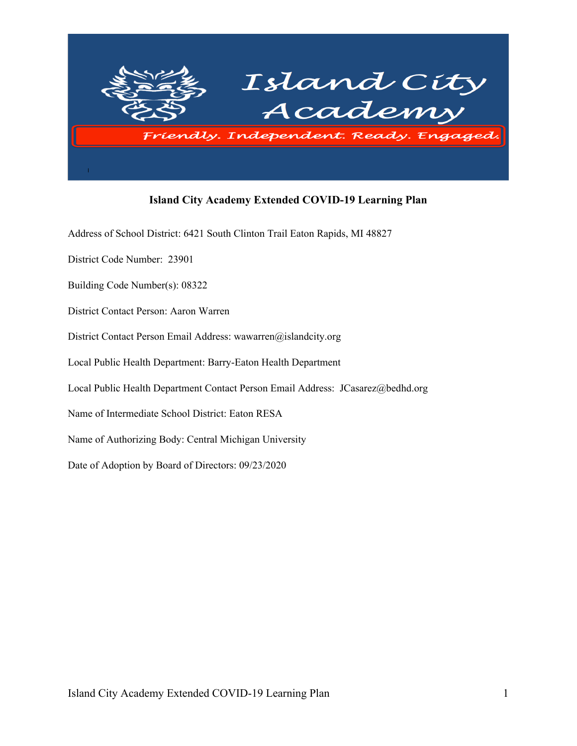# Island City Academy

*Friendly. Independent. Ready. Engaged.*

**Island City Academy Extended COVID-19 Learning Plan**

Address of School District: 6421 South Clinton Trail Eaton Rapids, MI 48827

District Code Number: 23901

Building Code Number(s): 08322

District Contact Person: Aaron Warren

District Contact Person Email Address: wawarren@islandcity.org

Local Public Health Department: Barry-Eaton Health Department

Local Public Health Department Contact Person Email Address: JCasarez@bedhd.org

Name of Intermediate School District: Eaton RESA

Name of Authorizing Body: Central Michigan University

Date of Adoption by Board of Directors: 09/23/2020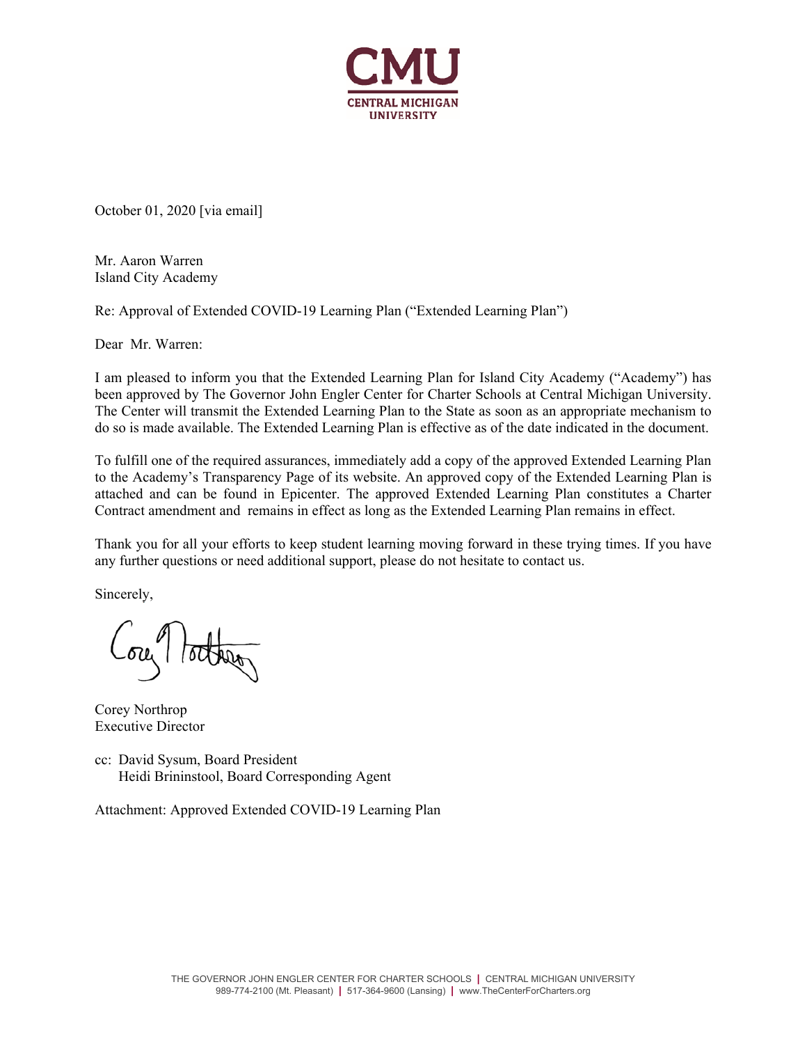CMU
CENTRAL MICHIGAN UNIVERSITY

October 01, 2020 [via email]

Mr. Aaron Warren
Island City Academy

Re: Approval of Extended COVID-19 Learning Plan ("Extended Learning Plan")

Dear Mr. Warren:

I am pleased to inform you that the Extended Learning Plan for Island City Academy ("Academy") has been approved by The Governor John Engler Center for Charter Schools at Central Michigan University. The Center will transmit the Extended Learning Plan to the State as soon as an appropriate mechanism to do so is made available. The Extended Learning Plan is effective as of the date indicated in the document.

To fulfill one of the required assurances, immediately add a copy of the approved Extended Learning Plan to the Academy's Transparency Page of its website. An approved copy of the Extended Learning Plan is attached and can be found in Epicenter. The approved Extended Learning Plan constitutes a Charter Contract amendment and remains in effect as long as the Extended Learning Plan remains in effect.

Thank you for all your efforts to keep student learning moving forward in these trying times. If you have any further questions or need additional support, please do not hesitate to contact us.

Sincerely,

Corey Northrop
Executive Director

cc: David Sysum, Board President
Heidi Brininstool, Board Corresponding Agent

Attachment: Approved Extended COVID-19 Learning Plan

THE GOVERNOR JOHN ENGLER CENTER FOR CHARTER SCHOOLS | CENTRAL MICHIGAN UNIVERSITY
989-774-2100 (Mt. Pleasant) | 517-364-9600 (Lansing) | www.TheCenterForCharters.org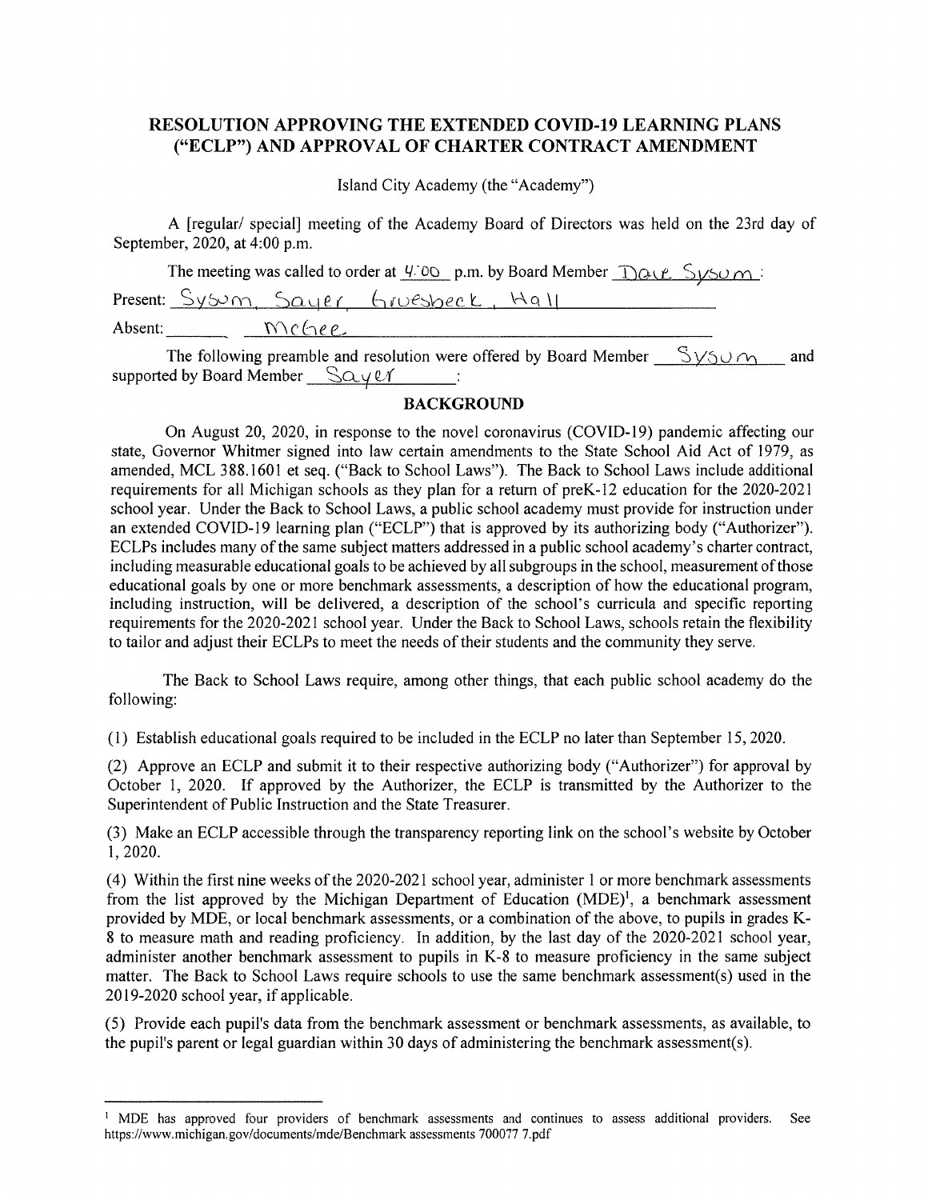# RESOLUTION APPROVING THE EXTENDED COVID-19 LEARNING PLANS ("ECLP") AND APPROVAL OF CHARTER CONTRACT AMENDMENT

Island City Academy (the "Academy")

A [regular/ special] meeting of the Academy Board of Directors was held on the 23rd day of September, 2020, at 4:00 p.m.

The meeting was called to order at 4:00 p.m. by Board Member Dave Sysum:

Present: Sysum, Sayer, Gruesbeck, Hall

Absent: McGhee

The following preamble and resolution were offered by Board Member Sysum and supported by Board Member Sayer:

## BACKGROUND

On August 20, 2020, in response to the novel coronavirus (COVID-19) pandemic affecting our state, Governor Whitmer signed into law certain amendments to the State School Aid Act of 1979, as amended, MCL 388.1601 et seq. ("Back to School Laws"). The Back to School Laws include additional requirements for all Michigan schools as they plan for a return of preK-12 education for the 2020-2021 school year. Under the Back to School Laws, a public school academy must provide for instruction under an extended COVID-19 learning plan ("ECLP") that is approved by its authorizing body ("Authorizer"). ECLPs includes many of the same subject matters addressed in a public school academy's charter contract, including measurable educational goals to be achieved by all subgroups in the school, measurement of those educational goals by one or more benchmark assessments, a description of how the educational program, including instruction, will be delivered, a description of the school's curricula and specific reporting requirements for the 2020-2021 school year. Under the Back to School Laws, schools retain the flexibility to tailor and adjust their ECLPs to meet the needs of their students and the community they serve.

The Back to School Laws require, among other things, that each public school academy do the following:

(1) Establish educational goals required to be included in the ECLP no later than September 15, 2020.

(2) Approve an ECLP and submit it to their respective authorizing body ("Authorizer") for approval by October 1, 2020. If approved by the Authorizer, the ECLP is transmitted by the Authorizer to the Superintendent of Public Instruction and the State Treasurer.

(3) Make an ECLP accessible through the transparency reporting link on the school's website by October 1, 2020.

(4) Within the first nine weeks of the 2020-2021 school year, administer 1 or more benchmark assessments from the list approved by the Michigan Department of Education (MDE)[1], a benchmark assessment provided by MDE, or local benchmark assessments, or a combination of the above, to pupils in grades K-8 to measure math and reading proficiency. In addition, by the last day of the 2020-2021 school year, administer another benchmark assessment to pupils in K-8 to measure proficiency in the same subject matter. The Back to School Laws require schools to use the same benchmark assessment(s) used in the 2019-2020 school year, if applicable.

(5) Provide each pupil's data from the benchmark assessment or benchmark assessments, as available, to the pupil's parent or legal guardian within 30 days of administering the benchmark assessment(s).

---

[1] MDE has approved four providers of benchmark assessments and continues to assess additional providers. See https://www.michigan.gov/documents/mde/Benchmark assessments 700077 7.pdf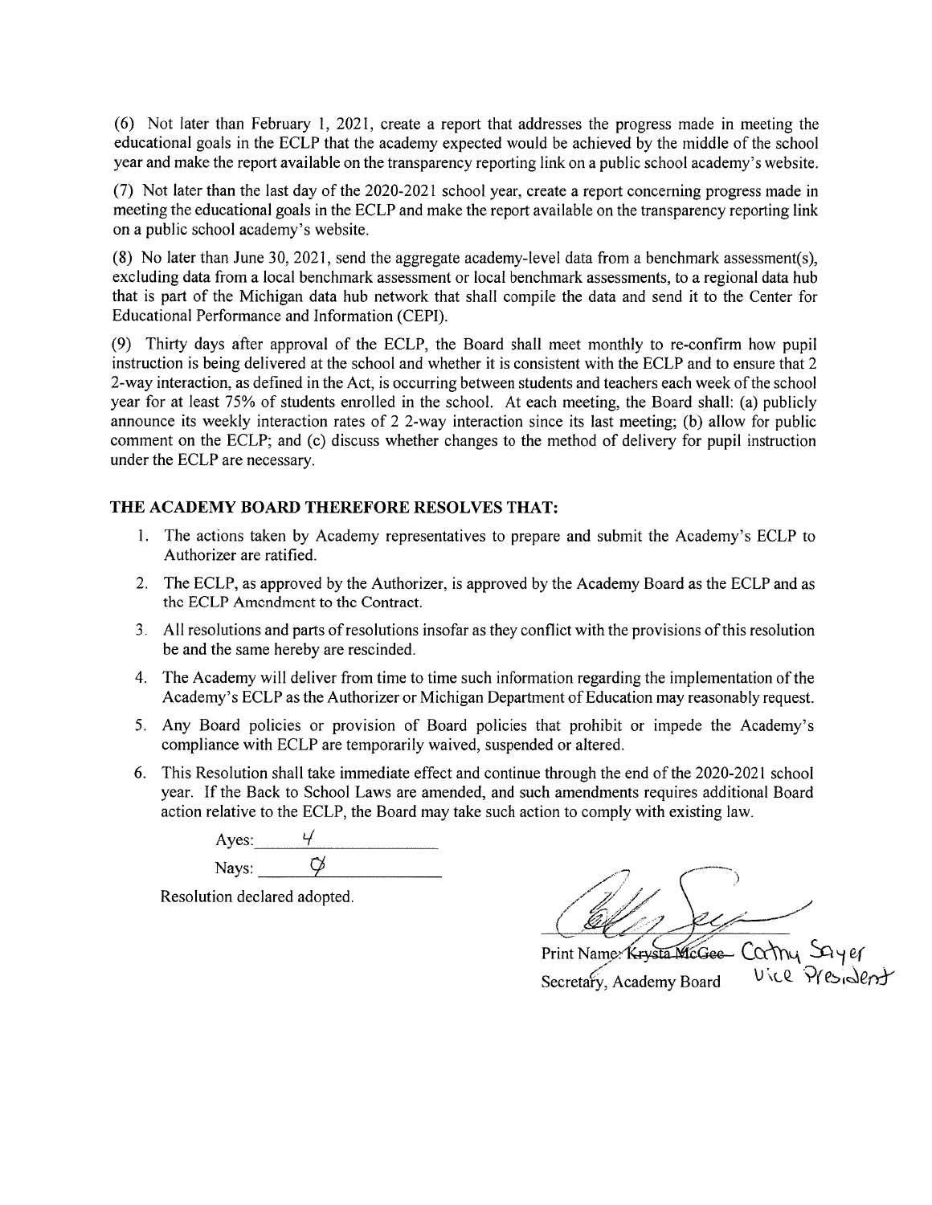(6) Not later than February 1, 2021, create a report that addresses the progress made in meeting the educational goals in the ECLP that the academy expected would be achieved by the middle of the school year and make the report available on the transparency reporting link on a public school academy's website.

(7) Not later than the last day of the 2020-2021 school year, create a report concerning progress made in meeting the educational goals in the ECLP and make the report available on the transparency reporting link on a public school academy's website.

(8) No later than June 30, 2021, send the aggregate academy-level data from a benchmark assessment(s), excluding data from a local benchmark assessment or local benchmark assessments, to a regional data hub that is part of the Michigan data hub network that shall compile the data and send it to the Center for Educational Performance and Information (CEPI).

(9) Thirty days after approval of the ECLP, the Board shall meet monthly to re-confirm how pupil instruction is being delivered at the school and whether it is consistent with the ECLP and to ensure that 2 2-way interaction, as defined in the Act, is occurring between students and teachers each week of the school year for at least 75% of students enrolled in the school. At each meeting, the Board shall: (a) publicly announce its weekly interaction rates of 2 2-way interaction since its last meeting; (b) allow for public comment on the ECLP; and (c) discuss whether changes to the method of delivery for pupil instruction under the ECLP are necessary.

**THE ACADEMY BOARD THEREFORE RESOLVES THAT:**

1. The actions taken by Academy representatives to prepare and submit the Academy's ECLP to Authorizer are ratified.
2. The ECLP, as approved by the Authorizer, is approved by the Academy Board as the ECLP and as the ECLP Amendment to the Contract.
3. All resolutions and parts of resolutions insofar as they conflict with the provisions of this resolution be and the same hereby are rescinded.
4. The Academy will deliver from time to time such information regarding the implementation of the Academy's ECLP as the Authorizer or Michigan Department of Education may reasonably request.
5. Any Board policies or provision of Board policies that prohibit or impede the Academy's compliance with ECLP are temporarily waived, suspended or altered.
6. This Resolution shall take immediate effect and continue through the end of the 2020-2021 school year. If the Back to School Laws are amended, and such amendments requires additional Board action relative to the ECLP, the Board may take such action to comply with existing law.

Ayes: 4

Nays: 0

Resolution declared adopted.

Print Name: ~~Krysta McGee~~ Cathy Sayer

Secretary, Academy Board Vice President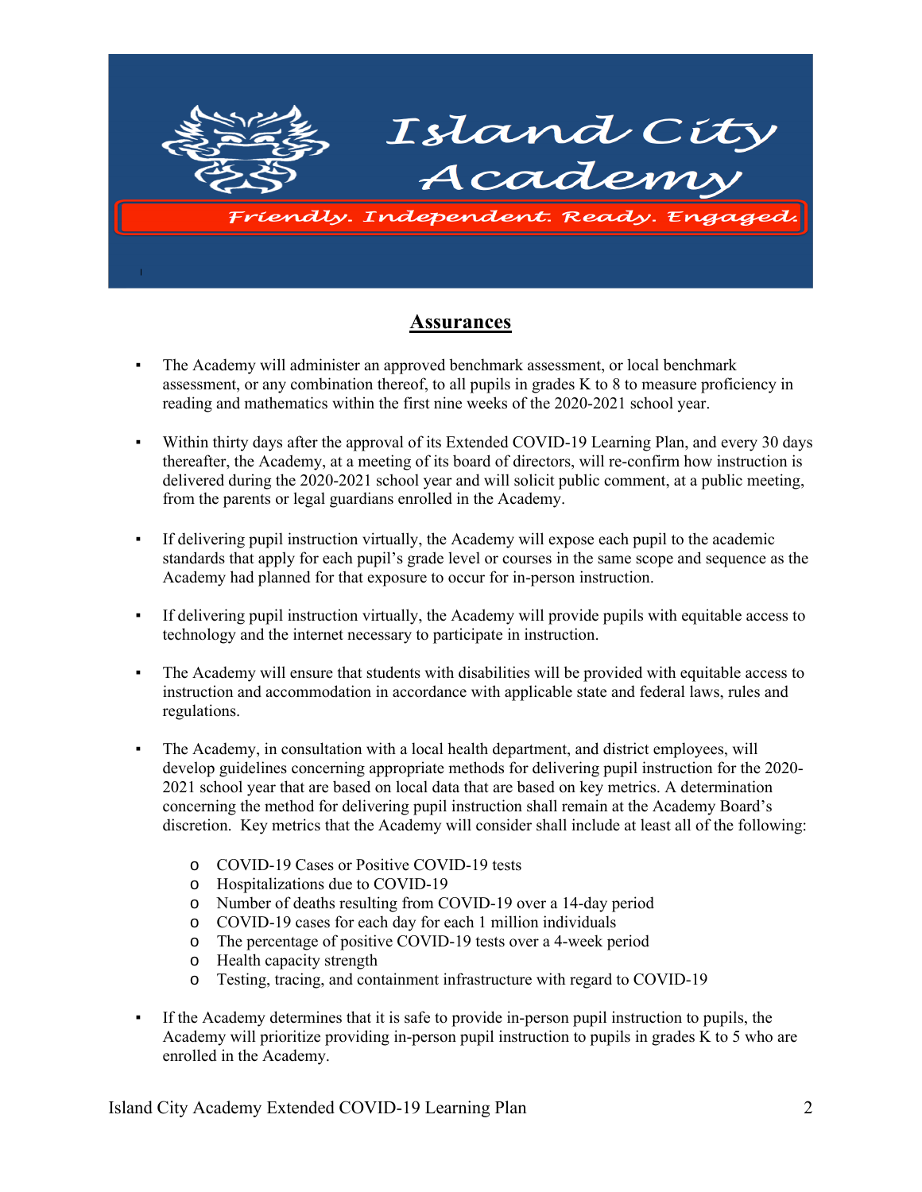# Island City Academy

*Friendly. Independent. Ready. Engaged.*

## Assurances

- The Academy will administer an approved benchmark assessment, or local benchmark assessment, or any combination thereof, to all pupils in grades K to 8 to measure proficiency in reading and mathematics within the first nine weeks of the 2020-2021 school year.

- Within thirty days after the approval of its Extended COVID-19 Learning Plan, and every 30 days thereafter, the Academy, at a meeting of its board of directors, will re-confirm how instruction is delivered during the 2020-2021 school year and will solicit public comment, at a public meeting, from the parents or legal guardians enrolled in the Academy.

- If delivering pupil instruction virtually, the Academy will expose each pupil to the academic standards that apply for each pupil's grade level or courses in the same scope and sequence as the Academy had planned for that exposure to occur for in-person instruction.

- If delivering pupil instruction virtually, the Academy will provide pupils with equitable access to technology and the internet necessary to participate in instruction.

- The Academy will ensure that students with disabilities will be provided with equitable access to instruction and accommodation in accordance with applicable state and federal laws, rules and regulations.

- The Academy, in consultation with a local health department, and district employees, will develop guidelines concerning appropriate methods for delivering pupil instruction for the 2020-2021 school year that are based on local data that are based on key metrics. A determination concerning the method for delivering pupil instruction shall remain at the Academy Board's discretion. Key metrics that the Academy will consider shall include at least all of the following:
    - COVID-19 Cases or Positive COVID-19 tests
    - Hospitalizations due to COVID-19
    - Number of deaths resulting from COVID-19 over a 14-day period
    - COVID-19 cases for each day for each 1 million individuals
    - The percentage of positive COVID-19 tests over a 4-week period
    - Health capacity strength
    - Testing, tracing, and containment infrastructure with regard to COVID-19

- If the Academy determines that it is safe to provide in-person pupil instruction to pupils, the Academy will prioritize providing in-person pupil instruction to pupils in grades K to 5 who are enrolled in the Academy.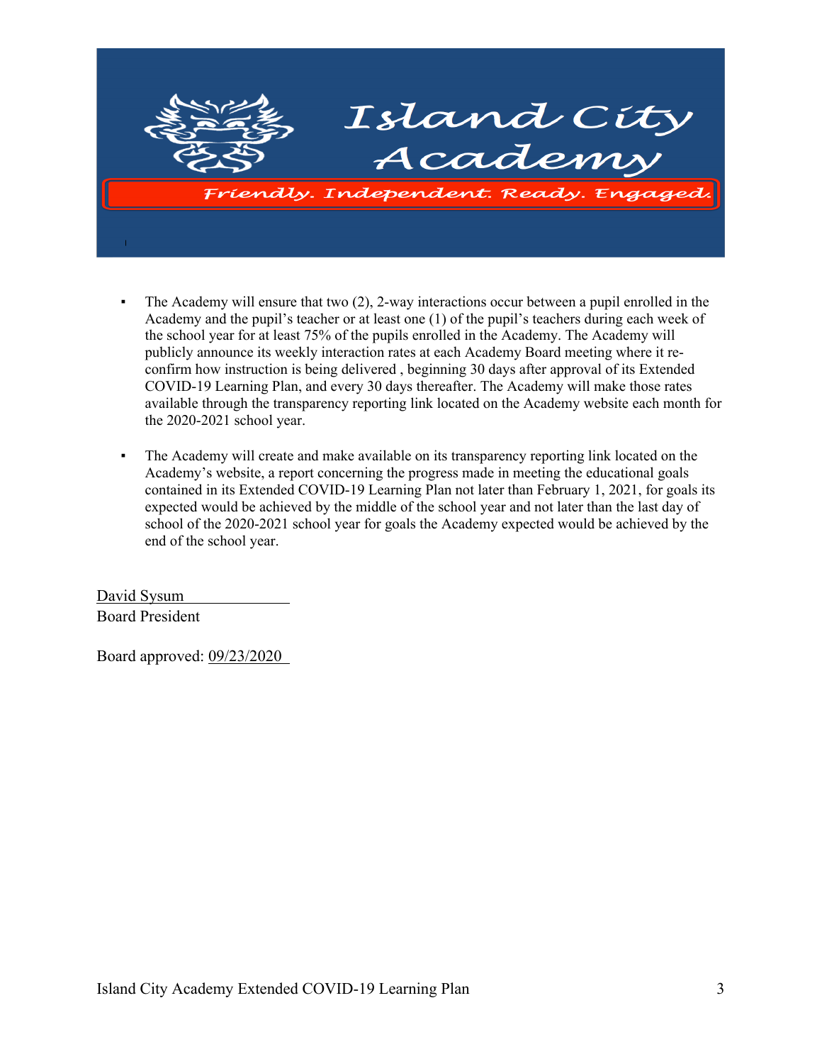# Island City Academy

*Friendly. Independent. Ready. Engaged.*

- The Academy will ensure that two (2), 2-way interactions occur between a pupil enrolled in the Academy and the pupil's teacher or at least one (1) of the pupil's teachers during each week of the school year for at least 75% of the pupils enrolled in the Academy. The Academy will publicly announce its weekly interaction rates at each Academy Board meeting where it re-confirm how instruction is being delivered , beginning 30 days after approval of its Extended COVID-19 Learning Plan, and every 30 days thereafter. The Academy will make those rates available through the transparency reporting link located on the Academy website each month for the 2020-2021 school year.

- The Academy will create and make available on its transparency reporting link located on the Academy's website, a report concerning the progress made in meeting the educational goals contained in its Extended COVID-19 Learning Plan not later than February 1, 2021, for goals its expected would be achieved by the middle of the school year and not later than the last day of school of the 2020-2021 school year for goals the Academy expected would be achieved by the end of the school year.

David Sysum
Board President

Board approved: 09/23/2020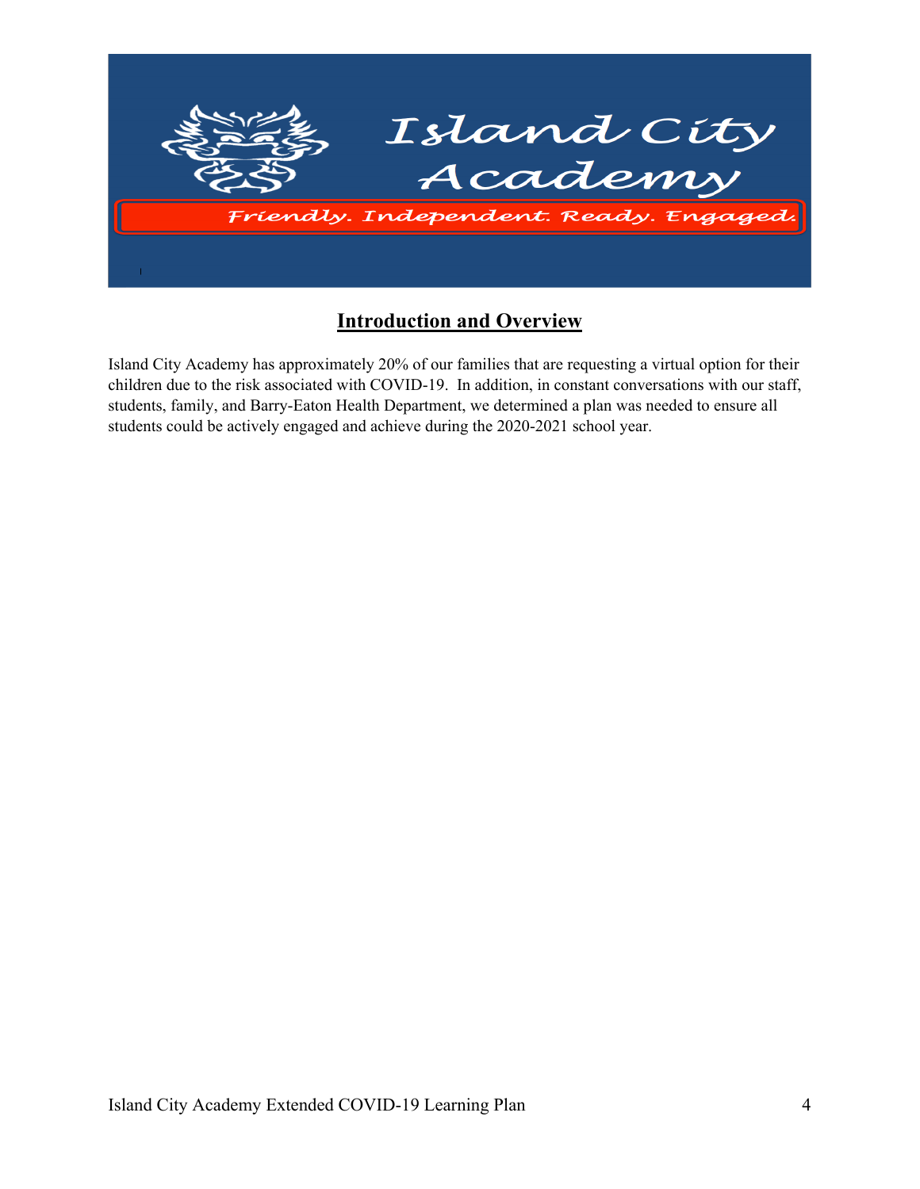# Island City Academy

*Friendly. Independent. Ready. Engaged.*

## Introduction and Overview

Island City Academy has approximately 20% of our families that are requesting a virtual option for their children due to the risk associated with COVID-19. In addition, in constant conversations with our staff, students, family, and Barry-Eaton Health Department, we determined a plan was needed to ensure all students could be actively engaged and achieve during the 2020-2021 school year.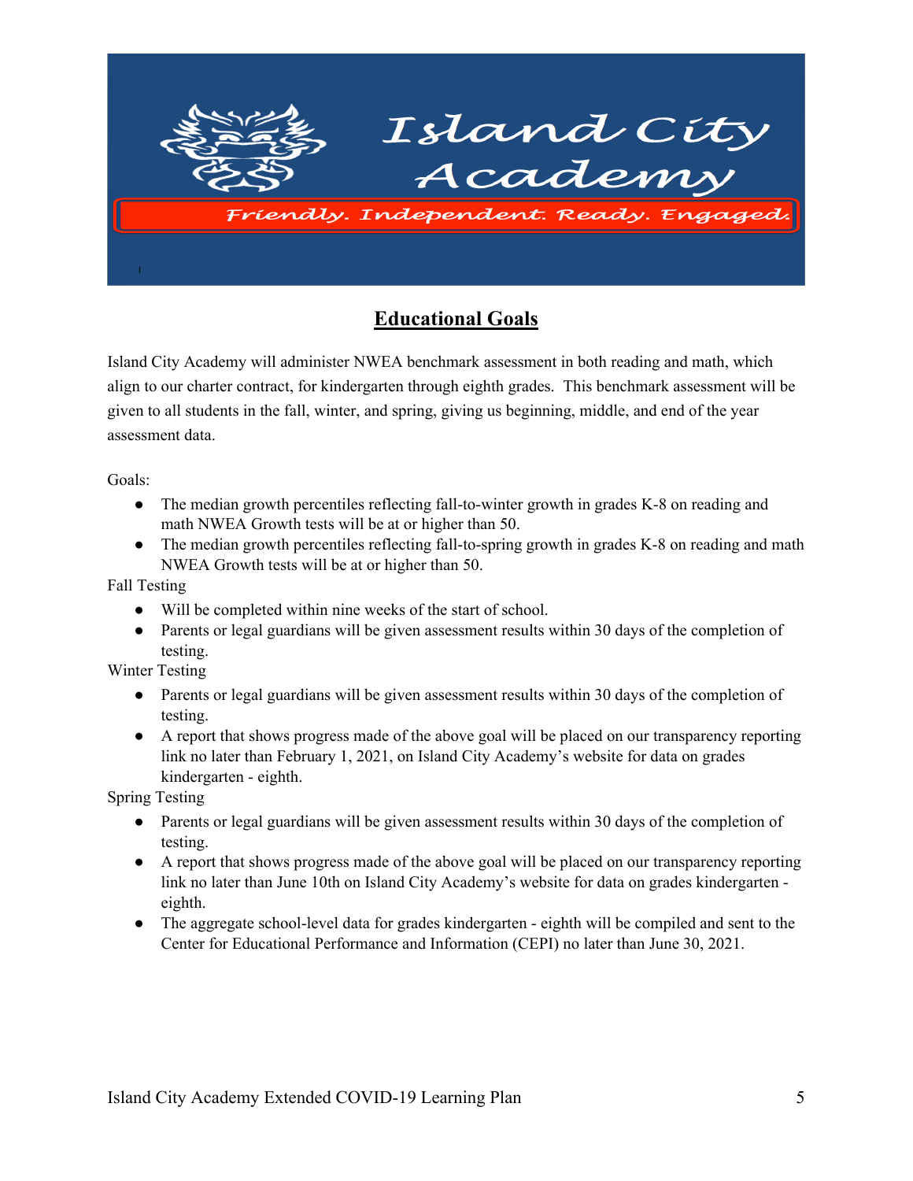# Island City Academy

Friendly. Independent. Ready. Engaged.

## Educational Goals

Island City Academy will administer NWEA benchmark assessment in both reading and math, which align to our charter contract, for kindergarten through eighth grades. This benchmark assessment will be given to all students in the fall, winter, and spring, giving us beginning, middle, and end of the year assessment data.

Goals:

- The median growth percentiles reflecting fall-to-winter growth in grades K-8 on reading and math NWEA Growth tests will be at or higher than 50.
- The median growth percentiles reflecting fall-to-spring growth in grades K-8 on reading and math NWEA Growth tests will be at or higher than 50.

Fall Testing

- Will be completed within nine weeks of the start of school.
- Parents or legal guardians will be given assessment results within 30 days of the completion of testing.

Winter Testing

- Parents or legal guardians will be given assessment results within 30 days of the completion of testing.
- A report that shows progress made of the above goal will be placed on our transparency reporting link no later than February 1, 2021, on Island City Academy's website for data on grades kindergarten - eighth.

Spring Testing

- Parents or legal guardians will be given assessment results within 30 days of the completion of testing.
- A report that shows progress made of the above goal will be placed on our transparency reporting link no later than June 10th on Island City Academy's website for data on grades kindergarten - eighth.
- The aggregate school-level data for grades kindergarten - eighth will be compiled and sent to the Center for Educational Performance and Information (CEPI) no later than June 30, 2021.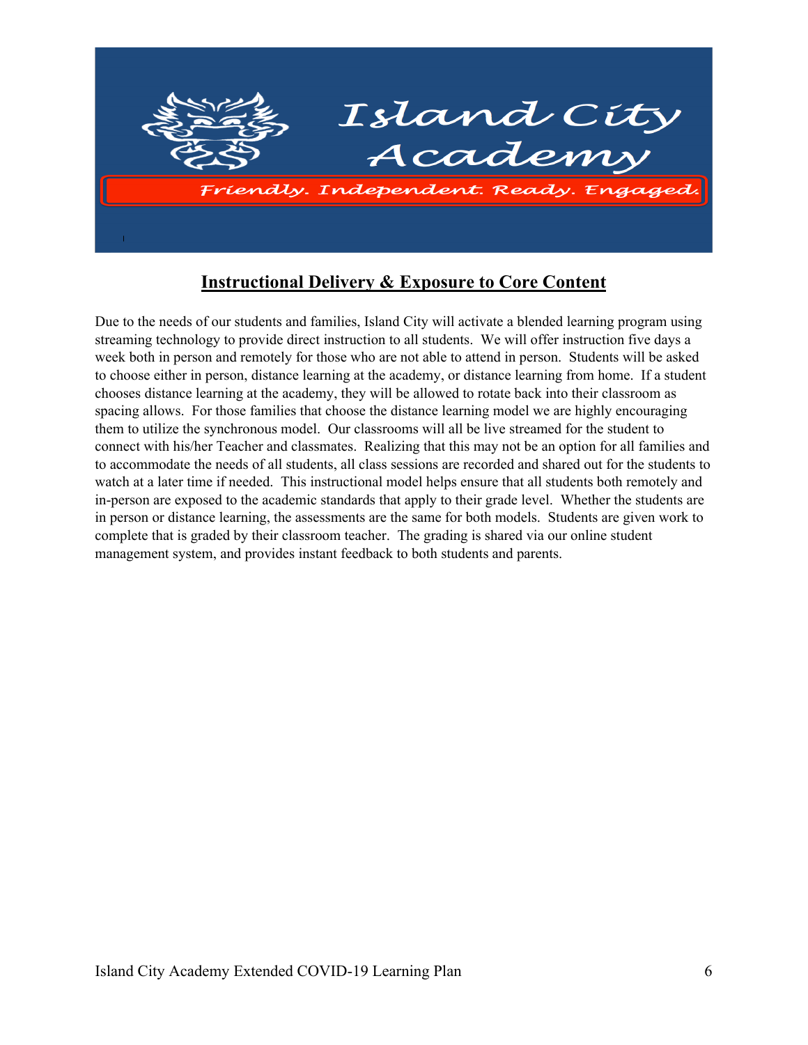# Island City Academy

*Friendly. Independent. Ready. Engaged.*

## Instructional Delivery & Exposure to Core Content

Due to the needs of our students and families, Island City will activate a blended learning program using streaming technology to provide direct instruction to all students. We will offer instruction five days a week both in person and remotely for those who are not able to attend in person. Students will be asked to choose either in person, distance learning at the academy, or distance learning from home. If a student chooses distance learning at the academy, they will be allowed to rotate back into their classroom as spacing allows. For those families that choose the distance learning model we are highly encouraging them to utilize the synchronous model. Our classrooms will all be live streamed for the student to connect with his/her Teacher and classmates. Realizing that this may not be an option for all families and to accommodate the needs of all students, all class sessions are recorded and shared out for the students to watch at a later time if needed. This instructional model helps ensure that all students both remotely and in-person are exposed to the academic standards that apply to their grade level. Whether the students are in person or distance learning, the assessments are the same for both models. Students are given work to complete that is graded by their classroom teacher. The grading is shared via our online student management system, and provides instant feedback to both students and parents.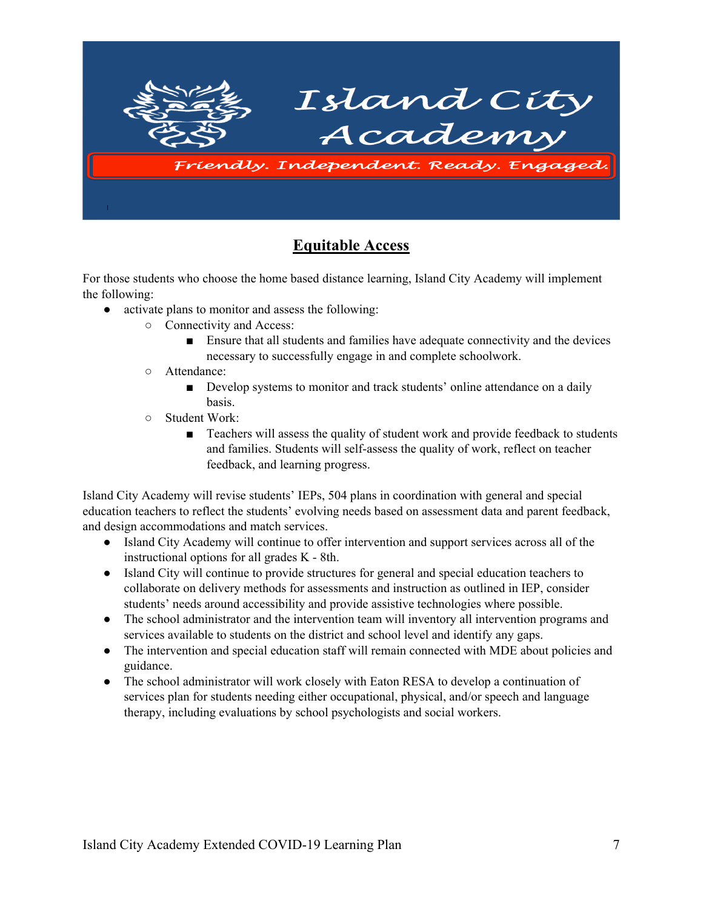Island City Academy

Friendly. Independent. Ready. Engaged.

## Equitable Access

For those students who choose the home based distance learning, Island City Academy will implement the following:

- activate plans to monitor and assess the following:
  - Connectivity and Access:
    - Ensure that all students and families have adequate connectivity and the devices necessary to successfully engage in and complete schoolwork.
  - Attendance:
    - Develop systems to monitor and track students' online attendance on a daily basis.
  - Student Work:
    - Teachers will assess the quality of student work and provide feedback to students and families. Students will self-assess the quality of work, reflect on teacher feedback, and learning progress.

Island City Academy will revise students' IEPs, 504 plans in coordination with general and special education teachers to reflect the students' evolving needs based on assessment data and parent feedback, and design accommodations and match services.

- Island City Academy will continue to offer intervention and support services across all of the instructional options for all grades K - 8th.
- Island City will continue to provide structures for general and special education teachers to collaborate on delivery methods for assessments and instruction as outlined in IEP, consider students' needs around accessibility and provide assistive technologies where possible.
- The school administrator and the intervention team will inventory all intervention programs and services available to students on the district and school level and identify any gaps.
- The intervention and special education staff will remain connected with MDE about policies and guidance.
- The school administrator will work closely with Eaton RESA to develop a continuation of services plan for students needing either occupational, physical, and/or speech and language therapy, including evaluations by school psychologists and social workers.